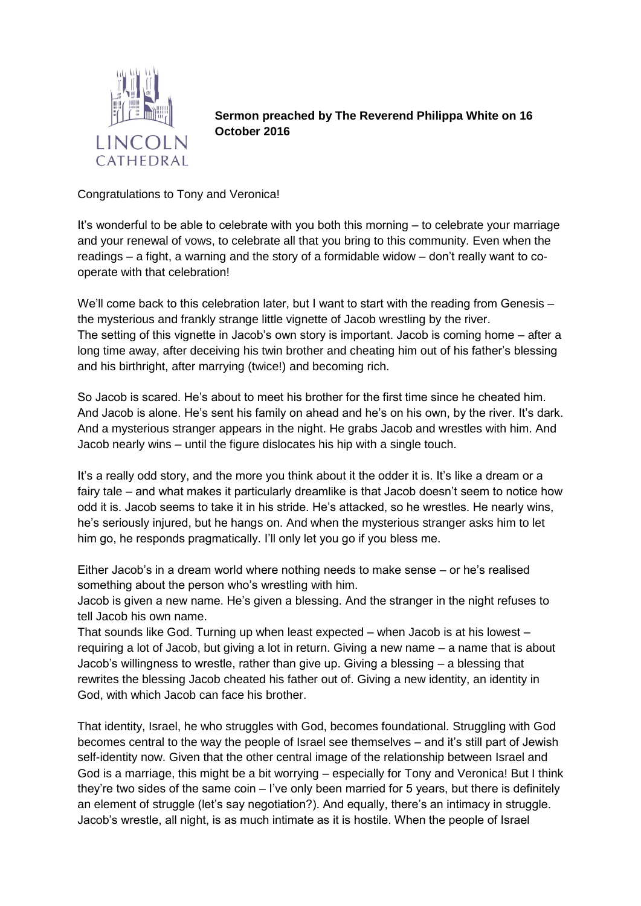**Sermon preached by The Reverend Philippa White on 16 October 2016**

Congratulations to Tony and Veronica!

It's wonderful to be able to celebrate with you both this morning – to celebrate your marriage and your renewal of vows, to celebrate all that you bring to this community. Even when the readings – a fight, a warning and the story of a formidable widow – don't really want to co-operate with that celebration!

We'll come back to this celebration later, but I want to start with the reading from Genesis – the mysterious and frankly strange little vignette of Jacob wrestling by the river.
The setting of this vignette in Jacob's own story is important. Jacob is coming home – after a long time away, after deceiving his twin brother and cheating him out of his father's blessing and his birthright, after marrying (twice!) and becoming rich.

So Jacob is scared. He's about to meet his brother for the first time since he cheated him. And Jacob is alone. He's sent his family on ahead and he's on his own, by the river. It's dark. And a mysterious stranger appears in the night. He grabs Jacob and wrestles with him. And Jacob nearly wins – until the figure dislocates his hip with a single touch.

It's a really odd story, and the more you think about it the odder it is. It's like a dream or a fairy tale – and what makes it particularly dreamlike is that Jacob doesn't seem to notice how odd it is. Jacob seems to take it in his stride. He's attacked, so he wrestles. He nearly wins, he's seriously injured, but he hangs on. And when the mysterious stranger asks him to let him go, he responds pragmatically. I'll only let you go if you bless me.

Either Jacob's in a dream world where nothing needs to make sense – or he's realised something about the person who's wrestling with him.
Jacob is given a new name. He's given a blessing. And the stranger in the night refuses to tell Jacob his own name.
That sounds like God. Turning up when least expected – when Jacob is at his lowest – requiring a lot of Jacob, but giving a lot in return. Giving a new name – a name that is about Jacob's willingness to wrestle, rather than give up. Giving a blessing – a blessing that rewrites the blessing Jacob cheated his father out of. Giving a new identity, an identity in God, with which Jacob can face his brother.

That identity, Israel, he who struggles with God, becomes foundational. Struggling with God becomes central to the way the people of Israel see themselves – and it's still part of Jewish self-identity now. Given that the other central image of the relationship between Israel and God is a marriage, this might be a bit worrying – especially for Tony and Veronica! But I think they're two sides of the same coin – I've only been married for 5 years, but there is definitely an element of struggle (let's say negotiation?). And equally, there's an intimacy in struggle. Jacob's wrestle, all night, is as much intimate as it is hostile. When the people of Israel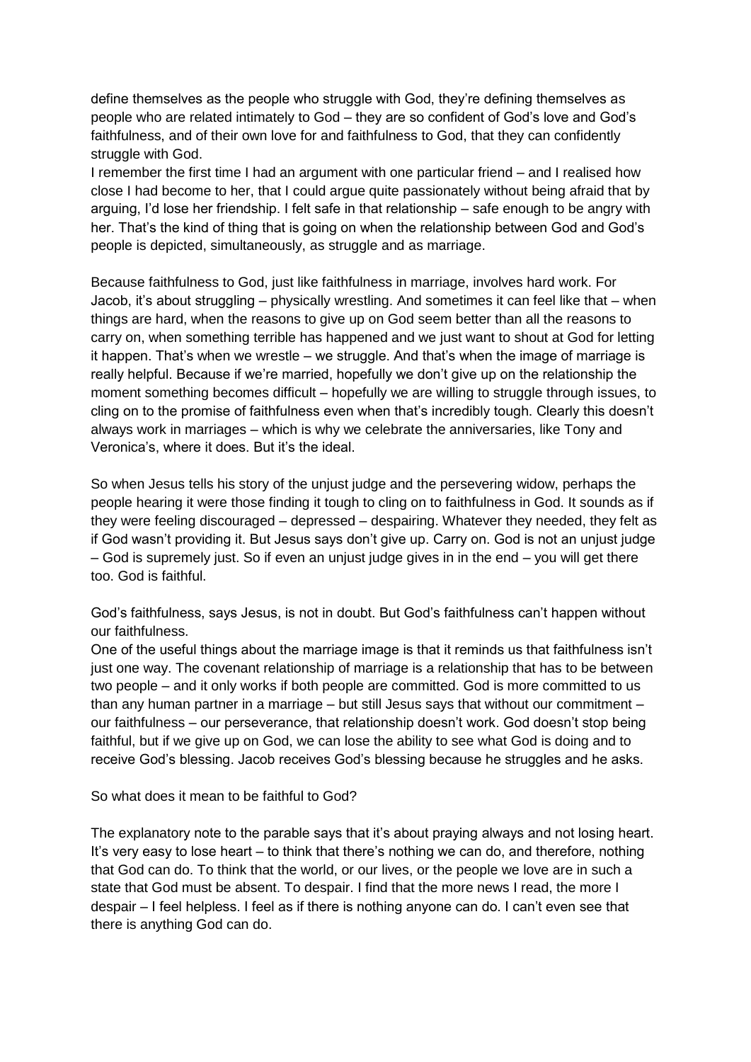define themselves as the people who struggle with God, they're defining themselves as people who are related intimately to God – they are so confident of God's love and God's faithfulness, and of their own love for and faithfulness to God, that they can confidently struggle with God.

I remember the first time I had an argument with one particular friend – and I realised how close I had become to her, that I could argue quite passionately without being afraid that by arguing, I'd lose her friendship. I felt safe in that relationship – safe enough to be angry with her. That's the kind of thing that is going on when the relationship between God and God's people is depicted, simultaneously, as struggle and as marriage.

Because faithfulness to God, just like faithfulness in marriage, involves hard work. For Jacob, it's about struggling – physically wrestling. And sometimes it can feel like that – when things are hard, when the reasons to give up on God seem better than all the reasons to carry on, when something terrible has happened and we just want to shout at God for letting it happen. That's when we wrestle – we struggle. And that's when the image of marriage is really helpful. Because if we're married, hopefully we don't give up on the relationship the moment something becomes difficult – hopefully we are willing to struggle through issues, to cling on to the promise of faithfulness even when that's incredibly tough. Clearly this doesn't always work in marriages – which is why we celebrate the anniversaries, like Tony and Veronica's, where it does. But it's the ideal.

So when Jesus tells his story of the unjust judge and the persevering widow, perhaps the people hearing it were those finding it tough to cling on to faithfulness in God. It sounds as if they were feeling discouraged – depressed – despairing. Whatever they needed, they felt as if God wasn't providing it. But Jesus says don't give up. Carry on. God is not an unjust judge – God is supremely just. So if even an unjust judge gives in in the end – you will get there too. God is faithful.

God's faithfulness, says Jesus, is not in doubt. But God's faithfulness can't happen without our faithfulness.

One of the useful things about the marriage image is that it reminds us that faithfulness isn't just one way. The covenant relationship of marriage is a relationship that has to be between two people – and it only works if both people are committed. God is more committed to us than any human partner in a marriage – but still Jesus says that without our commitment – our faithfulness – our perseverance, that relationship doesn't work. God doesn't stop being faithful, but if we give up on God, we can lose the ability to see what God is doing and to receive God's blessing. Jacob receives God's blessing because he struggles and he asks.

So what does it mean to be faithful to God?

The explanatory note to the parable says that it's about praying always and not losing heart. It's very easy to lose heart – to think that there's nothing we can do, and therefore, nothing that God can do. To think that the world, or our lives, or the people we love are in such a state that God must be absent. To despair. I find that the more news I read, the more I despair – I feel helpless. I feel as if there is nothing anyone can do. I can't even see that there is anything God can do.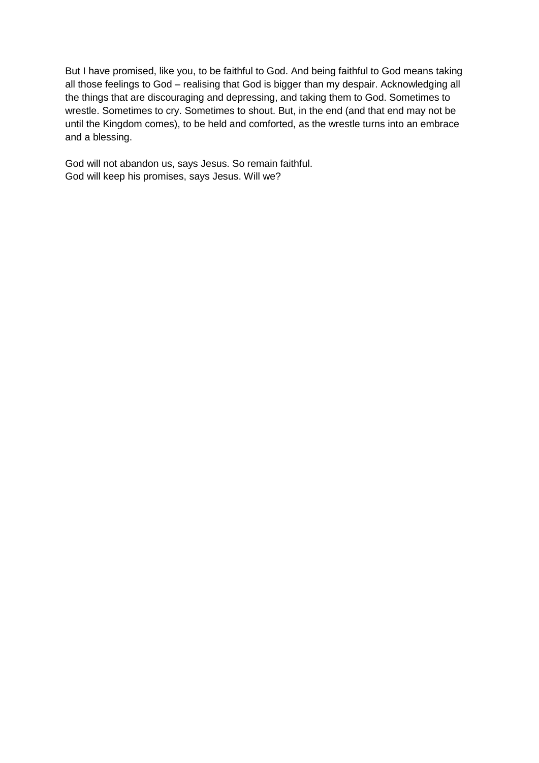But I have promised, like you, to be faithful to God. And being faithful to God means taking all those feelings to God – realising that God is bigger than my despair. Acknowledging all the things that are discouraging and depressing, and taking them to God. Sometimes to wrestle. Sometimes to cry. Sometimes to shout. But, in the end (and that end may not be until the Kingdom comes), to be held and comforted, as the wrestle turns into an embrace and a blessing.

God will not abandon us, says Jesus. So remain faithful.
God will keep his promises, says Jesus. Will we?